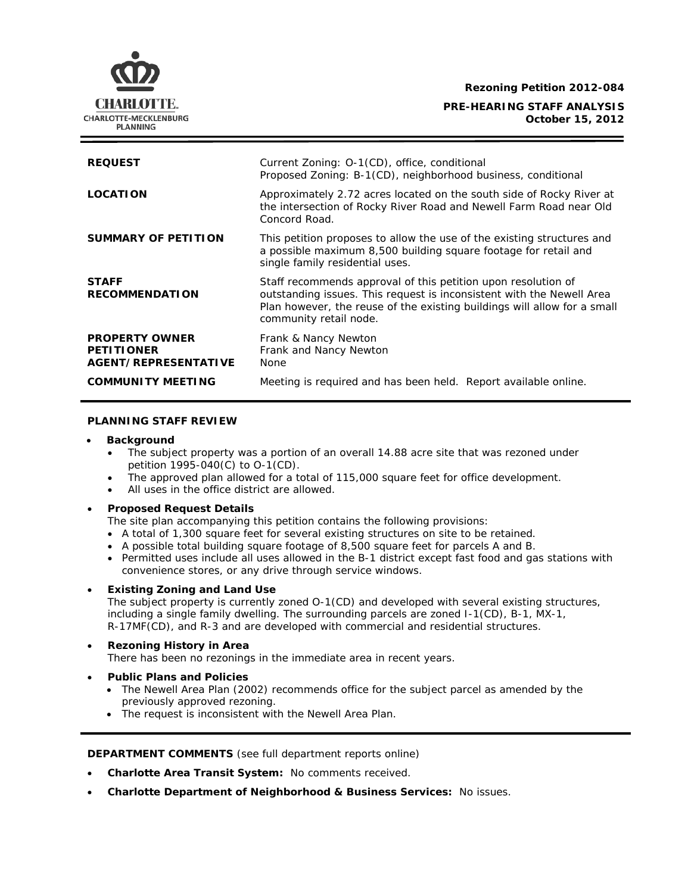**Rezoning Petition 2012-084**

**PRE-HEARING STAFF ANALYSIS**
**October 15, 2012**

| | |
|---|---|
| **REQUEST** | Current Zoning: O-1(CD), office, conditional<br>Proposed Zoning: B-1(CD), neighborhood business, conditional |
| **LOCATION** | Approximately 2.72 acres located on the south side of Rocky River at the intersection of Rocky River Road and Newell Farm Road near Old Concord Road. |
| **SUMMARY OF PETITION** | This petition proposes to allow the use of the existing structures and a possible maximum 8,500 building square footage for retail and single family residential uses. |
| **STAFF RECOMMENDATION** | Staff recommends approval of this petition upon resolution of outstanding issues. This request is inconsistent with the Newell Area Plan however, the reuse of the existing buildings will allow for a small community retail node. |
| **PROPERTY OWNER**<br>**PETITIONER**<br>**AGENT/REPRESENTATIVE** | Frank & Nancy Newton<br>Frank and Nancy Newton<br>None |
| **COMMUNITY MEETING** | Meeting is required and has been held. Report available online. |

## PLANNING STAFF REVIEW

- **Background**
  - The subject property was a portion of an overall 14.88 acre site that was rezoned under petition 1995-040(C) to O-1(CD).
  - The approved plan allowed for a total of 115,000 square feet for office development.
  - All uses in the office district are allowed.

- **Proposed Request Details**

  The site plan accompanying this petition contains the following provisions:
  - A total of 1,300 square feet for several existing structures on site to be retained.
  - A possible total building square footage of 8,500 square feet for parcels A and B.
  - Permitted uses include all uses allowed in the B-1 district except fast food and gas stations with convenience stores, or any drive through service windows.

- **Existing Zoning and Land Use**

  The subject property is currently zoned O-1(CD) and developed with several existing structures, including a single family dwelling. The surrounding parcels are zoned I-1(CD), B-1, MX-1, R-17MF(CD), and R-3 and are developed with commercial and residential structures.

- **Rezoning History in Area**

  There has been no rezonings in the immediate area in recent years.

- **Public Plans and Policies**
  - The Newell Area Plan (2002) recommends office for the subject parcel as amended by the previously approved rezoning.
  - The request is inconsistent with the Newell Area Plan.

**DEPARTMENT COMMENTS** (see full department reports online)

- **Charlotte Area Transit System:** No comments received.
- **Charlotte Department of Neighborhood & Business Services:** No issues.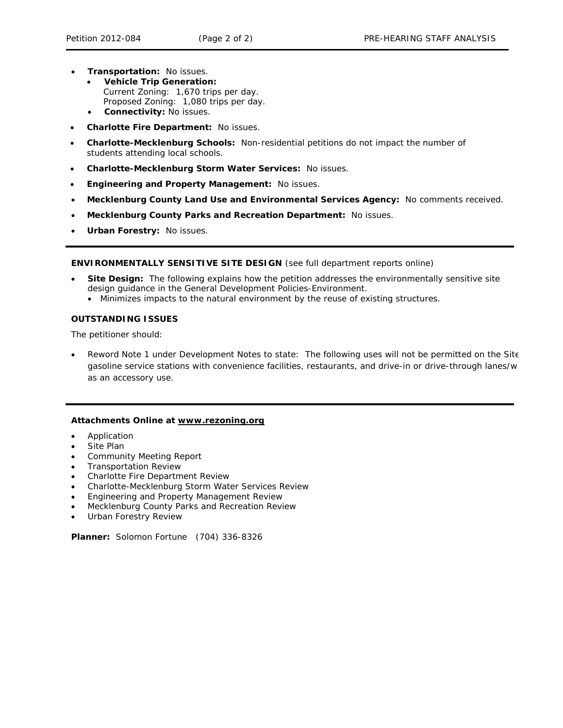- **Transportation:** No issues.
  - **Vehicle Trip Generation:**
    Current Zoning: 1,670 trips per day.
    Proposed Zoning: 1,080 trips per day.
  - **Connectivity:** No issues.
- **Charlotte Fire Department:** No issues.
- **Charlotte-Mecklenburg Schools:** Non-residential petitions do not impact the number of students attending local schools.
- **Charlotte-Mecklenburg Storm Water Services:** No issues.
- **Engineering and Property Management:** No issues.
- **Mecklenburg County Land Use and Environmental Services Agency:** No comments received.
- **Mecklenburg County Parks and Recreation Department:** No issues.
- **Urban Forestry:** No issues.

**ENVIRONMENTALLY SENSITIVE SITE DESIGN** (see full department reports online)

- **Site Design:** The following explains how the petition addresses the environmentally sensitive site design guidance in the General Development Policies-Environment.
  - Minimizes impacts to the natural environment by the reuse of existing structures.

**OUTSTANDING ISSUES**

The petitioner should:

- Reword Note 1 under Development Notes to state: The following uses will not be permitted on the Site gasoline service stations with convenience facilities, restaurants, and drive-in or drive-through lanes/w as an accessory use.

**Attachments Online at www.rezoning.org**

- Application
- Site Plan
- Community Meeting Report
- Transportation Review
- Charlotte Fire Department Review
- Charlotte-Mecklenburg Storm Water Services Review
- Engineering and Property Management Review
- Mecklenburg County Parks and Recreation Review
- Urban Forestry Review

**Planner:** Solomon Fortune (704) 336-8326